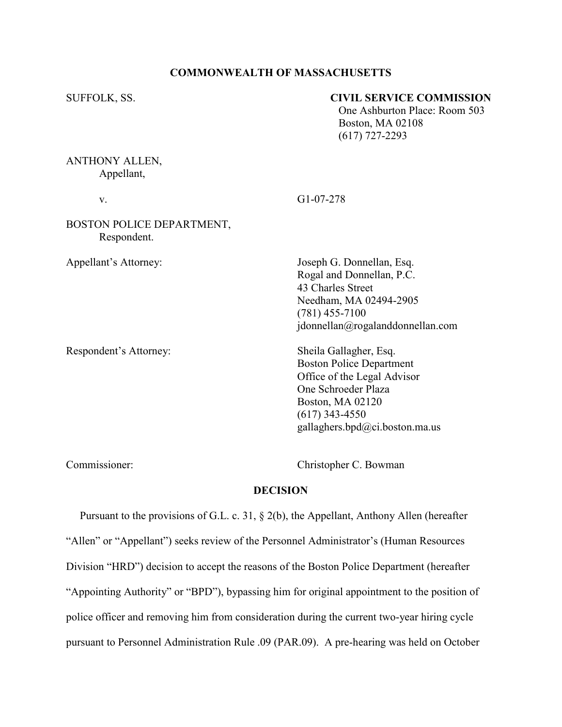**COMMONWEALTH OF MASSACHUSETTS**

SUFFOLK, SS.

**CIVIL SERVICE COMMISSION**
One Ashburton Place: Room 503
Boston, MA 02108
(617) 727-2293

ANTHONY ALLEN,
Appellant,

v. G1-07-278

BOSTON POLICE DEPARTMENT,
Respondent.

Appellant's Attorney:
Joseph G. Donnellan, Esq.
Rogal and Donnellan, P.C.
43 Charles Street
Needham, MA 02494-2905
(781) 455-7100
jdonnellan@rogalanddonnellan.com

Respondent's Attorney:
Sheila Gallagher, Esq.
Boston Police Department
Office of the Legal Advisor
One Schroeder Plaza
Boston, MA 02120
(617) 343-4550
gallaghers.bpd@ci.boston.ma.us

Commissioner: Christopher C. Bowman

**DECISION**

Pursuant to the provisions of G.L. c. 31, § 2(b), the Appellant, Anthony Allen (hereafter "Allen" or "Appellant") seeks review of the Personnel Administrator's (Human Resources Division "HRD") decision to accept the reasons of the Boston Police Department (hereafter "Appointing Authority" or "BPD"), bypassing him for original appointment to the position of police officer and removing him from consideration during the current two-year hiring cycle pursuant to Personnel Administration Rule .09 (PAR.09). A pre-hearing was held on October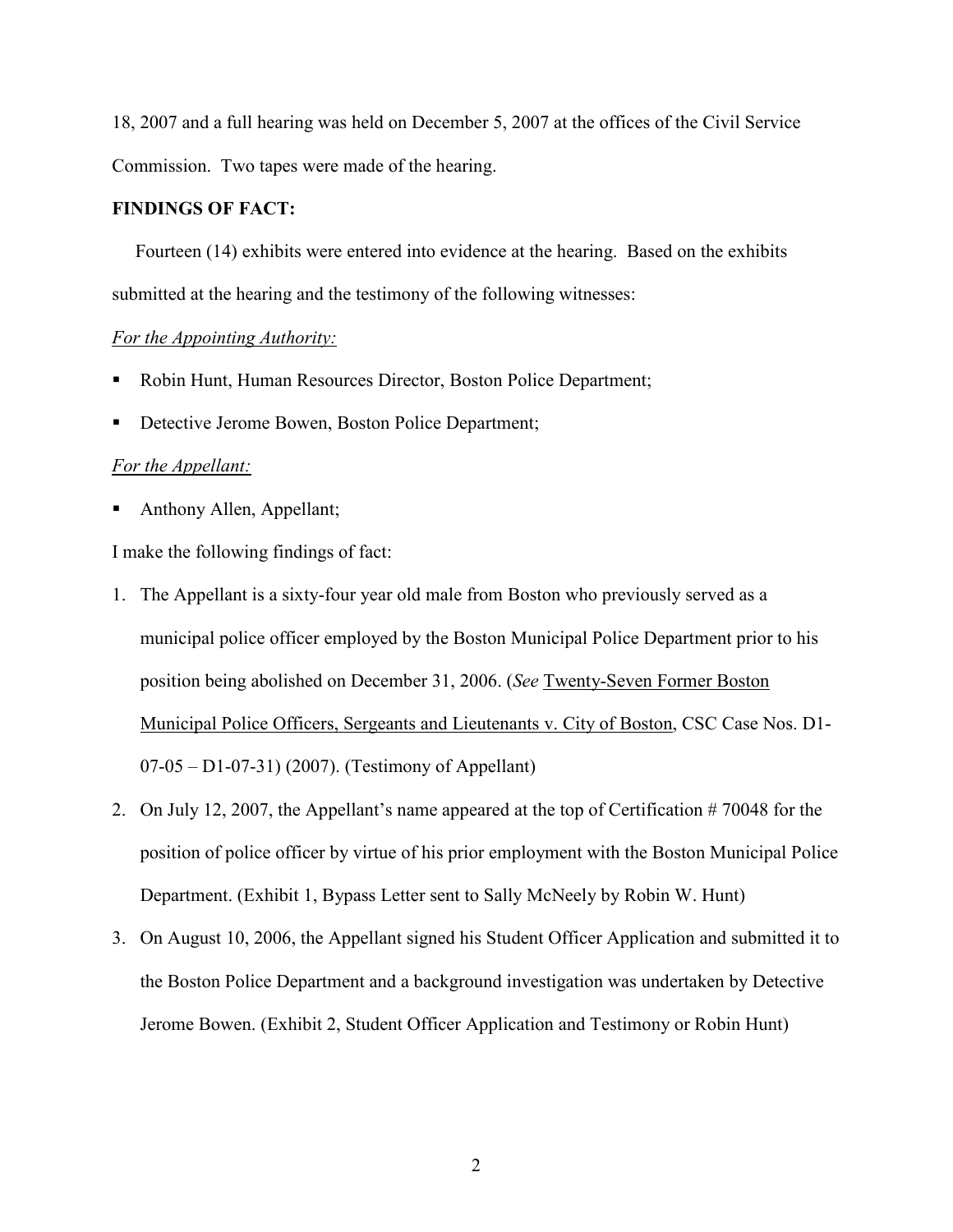18, 2007 and a full hearing was held on December 5, 2007 at the offices of the Civil Service Commission. Two tapes were made of the hearing.

**FINDINGS OF FACT:**

Fourteen (14) exhibits were entered into evidence at the hearing. Based on the exhibits submitted at the hearing and the testimony of the following witnesses:

*For the Appointing Authority:*

- Robin Hunt, Human Resources Director, Boston Police Department;
- Detective Jerome Bowen, Boston Police Department;

*For the Appellant:*

- Anthony Allen, Appellant;

I make the following findings of fact:

1. The Appellant is a sixty-four year old male from Boston who previously served as a municipal police officer employed by the Boston Municipal Police Department prior to his position being abolished on December 31, 2006. (*See* Twenty-Seven Former Boston Municipal Police Officers, Sergeants and Lieutenants v. City of Boston, CSC Case Nos. D1-07-05 – D1-07-31) (2007). (Testimony of Appellant)
2. On July 12, 2007, the Appellant's name appeared at the top of Certification # 70048 for the position of police officer by virtue of his prior employment with the Boston Municipal Police Department. (Exhibit 1, Bypass Letter sent to Sally McNeely by Robin W. Hunt)
3. On August 10, 2006, the Appellant signed his Student Officer Application and submitted it to the Boston Police Department and a background investigation was undertaken by Detective Jerome Bowen. (Exhibit 2, Student Officer Application and Testimony or Robin Hunt)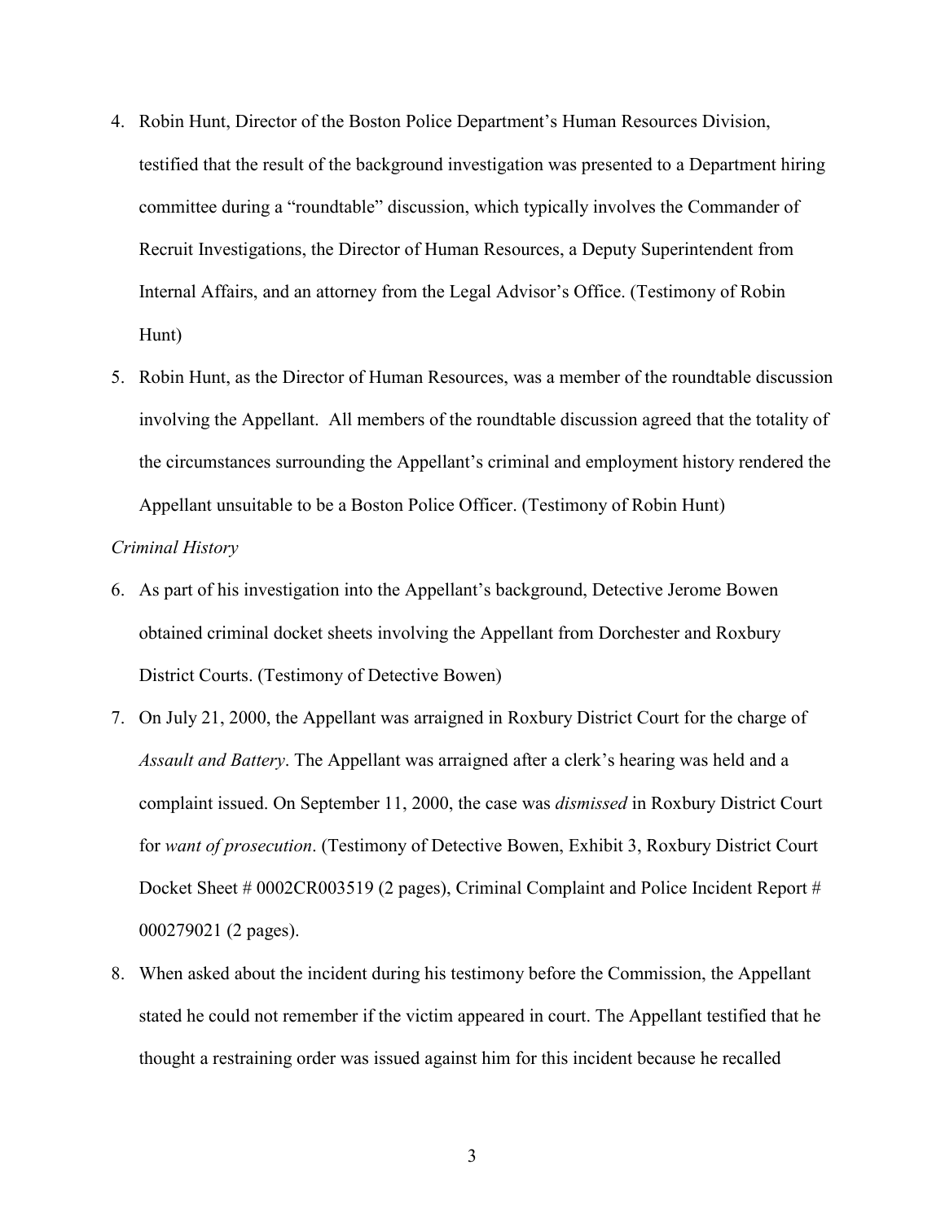4. Robin Hunt, Director of the Boston Police Department's Human Resources Division, testified that the result of the background investigation was presented to a Department hiring committee during a "roundtable" discussion, which typically involves the Commander of Recruit Investigations, the Director of Human Resources, a Deputy Superintendent from Internal Affairs, and an attorney from the Legal Advisor's Office. (Testimony of Robin Hunt)

5. Robin Hunt, as the Director of Human Resources, was a member of the roundtable discussion involving the Appellant. All members of the roundtable discussion agreed that the totality of the circumstances surrounding the Appellant's criminal and employment history rendered the Appellant unsuitable to be a Boston Police Officer. (Testimony of Robin Hunt)

*Criminal History*

6. As part of his investigation into the Appellant's background, Detective Jerome Bowen obtained criminal docket sheets involving the Appellant from Dorchester and Roxbury District Courts. (Testimony of Detective Bowen)

7. On July 21, 2000, the Appellant was arraigned in Roxbury District Court for the charge of *Assault and Battery*. The Appellant was arraigned after a clerk's hearing was held and a complaint issued. On September 11, 2000, the case was *dismissed* in Roxbury District Court for *want of prosecution*. (Testimony of Detective Bowen, Exhibit 3, Roxbury District Court Docket Sheet # 0002CR003519 (2 pages), Criminal Complaint and Police Incident Report # 000279021 (2 pages).

8. When asked about the incident during his testimony before the Commission, the Appellant stated he could not remember if the victim appeared in court. The Appellant testified that he thought a restraining order was issued against him for this incident because he recalled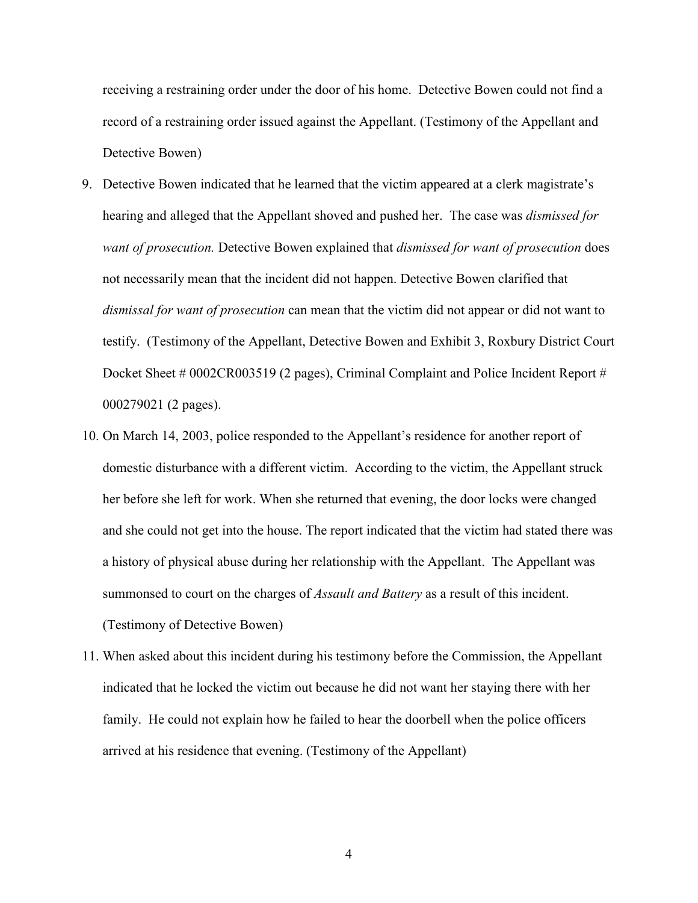receiving a restraining order under the door of his home. Detective Bowen could not find a record of a restraining order issued against the Appellant. (Testimony of the Appellant and Detective Bowen)

9. Detective Bowen indicated that he learned that the victim appeared at a clerk magistrate's hearing and alleged that the Appellant shoved and pushed her. The case was *dismissed for want of prosecution.* Detective Bowen explained that *dismissed for want of prosecution* does not necessarily mean that the incident did not happen. Detective Bowen clarified that *dismissal for want of prosecution* can mean that the victim did not appear or did not want to testify. (Testimony of the Appellant, Detective Bowen and Exhibit 3, Roxbury District Court Docket Sheet # 0002CR003519 (2 pages), Criminal Complaint and Police Incident Report # 000279021 (2 pages).

10. On March 14, 2003, police responded to the Appellant's residence for another report of domestic disturbance with a different victim. According to the victim, the Appellant struck her before she left for work. When she returned that evening, the door locks were changed and she could not get into the house. The report indicated that the victim had stated there was a history of physical abuse during her relationship with the Appellant. The Appellant was summonsed to court on the charges of *Assault and Battery* as a result of this incident. (Testimony of Detective Bowen)

11. When asked about this incident during his testimony before the Commission, the Appellant indicated that he locked the victim out because he did not want her staying there with her family. He could not explain how he failed to hear the doorbell when the police officers arrived at his residence that evening. (Testimony of the Appellant)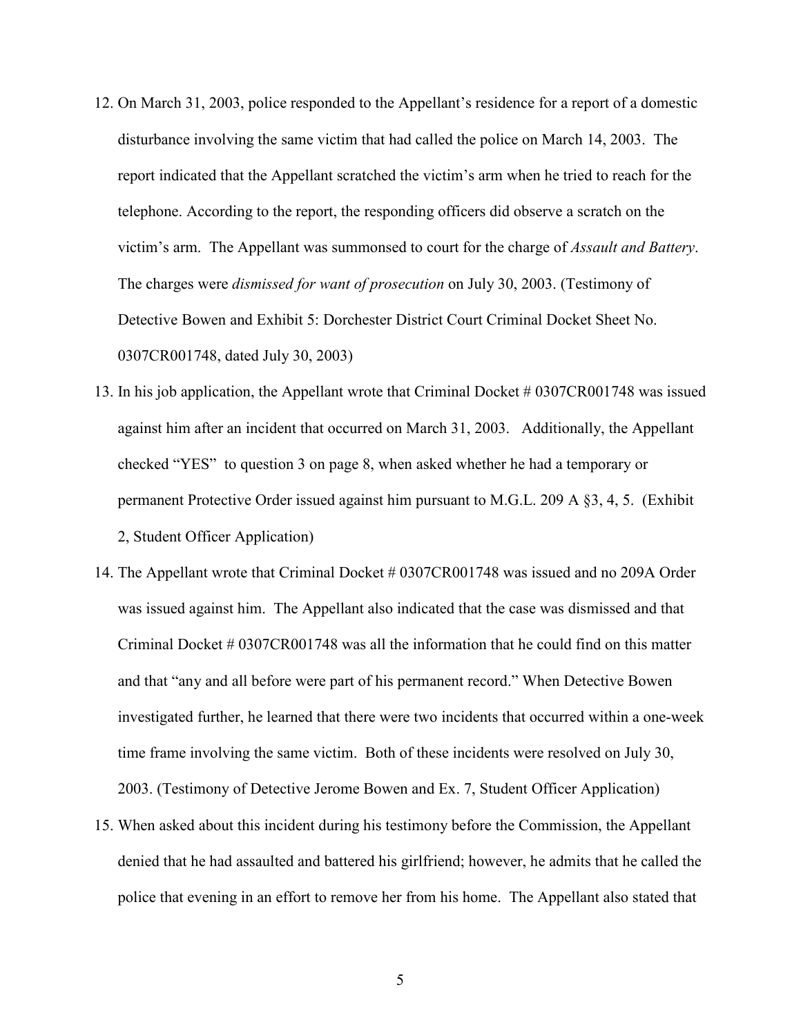12. On March 31, 2003, police responded to the Appellant's residence for a report of a domestic disturbance involving the same victim that had called the police on March 14, 2003. The report indicated that the Appellant scratched the victim's arm when he tried to reach for the telephone. According to the report, the responding officers did observe a scratch on the victim's arm. The Appellant was summonsed to court for the charge of *Assault and Battery*. The charges were *dismissed for want of prosecution* on July 30, 2003. (Testimony of Detective Bowen and Exhibit 5: Dorchester District Court Criminal Docket Sheet No. 0307CR001748, dated July 30, 2003)

13. In his job application, the Appellant wrote that Criminal Docket # 0307CR001748 was issued against him after an incident that occurred on March 31, 2003. Additionally, the Appellant checked "YES" to question 3 on page 8, when asked whether he had a temporary or permanent Protective Order issued against him pursuant to M.G.L. 209 A §3, 4, 5. (Exhibit 2, Student Officer Application)

14. The Appellant wrote that Criminal Docket # 0307CR001748 was issued and no 209A Order was issued against him. The Appellant also indicated that the case was dismissed and that Criminal Docket # 0307CR001748 was all the information that he could find on this matter and that "any and all before were part of his permanent record." When Detective Bowen investigated further, he learned that there were two incidents that occurred within a one-week time frame involving the same victim. Both of these incidents were resolved on July 30, 2003. (Testimony of Detective Jerome Bowen and Ex. 7, Student Officer Application)

15. When asked about this incident during his testimony before the Commission, the Appellant denied that he had assaulted and battered his girlfriend; however, he admits that he called the police that evening in an effort to remove her from his home. The Appellant also stated that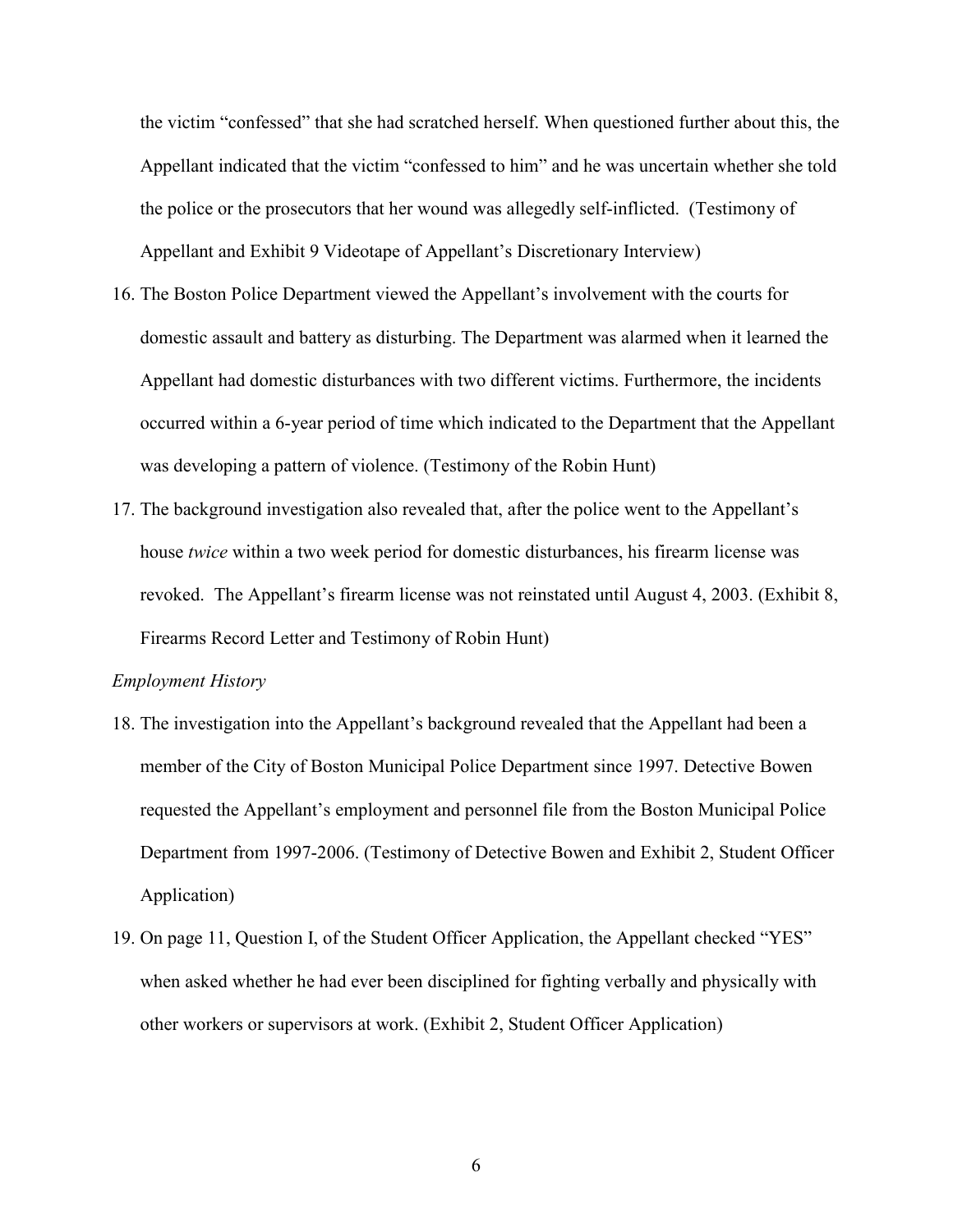the victim "confessed" that she had scratched herself. When questioned further about this, the Appellant indicated that the victim "confessed to him" and he was uncertain whether she told the police or the prosecutors that her wound was allegedly self-inflicted. (Testimony of Appellant and Exhibit 9 Videotape of Appellant's Discretionary Interview)

16. The Boston Police Department viewed the Appellant's involvement with the courts for domestic assault and battery as disturbing. The Department was alarmed when it learned the Appellant had domestic disturbances with two different victims. Furthermore, the incidents occurred within a 6-year period of time which indicated to the Department that the Appellant was developing a pattern of violence. (Testimony of the Robin Hunt)

17. The background investigation also revealed that, after the police went to the Appellant's house *twice* within a two week period for domestic disturbances, his firearm license was revoked. The Appellant's firearm license was not reinstated until August 4, 2003. (Exhibit 8, Firearms Record Letter and Testimony of Robin Hunt)

*Employment History*

18. The investigation into the Appellant's background revealed that the Appellant had been a member of the City of Boston Municipal Police Department since 1997. Detective Bowen requested the Appellant's employment and personnel file from the Boston Municipal Police Department from 1997-2006. (Testimony of Detective Bowen and Exhibit 2, Student Officer Application)

19. On page 11, Question I, of the Student Officer Application, the Appellant checked "YES" when asked whether he had ever been disciplined for fighting verbally and physically with other workers or supervisors at work. (Exhibit 2, Student Officer Application)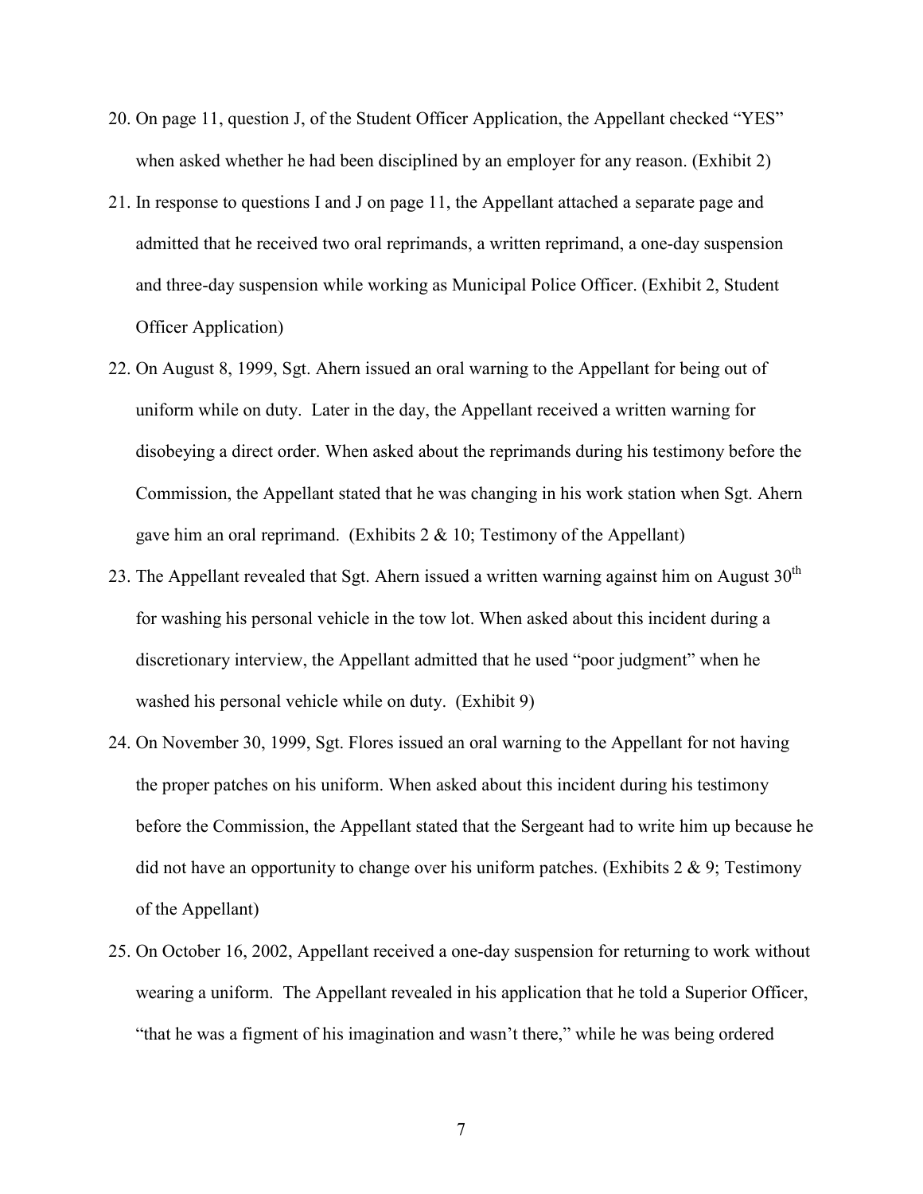20. On page 11, question J, of the Student Officer Application, the Appellant checked "YES" when asked whether he had been disciplined by an employer for any reason. (Exhibit 2)
21. In response to questions I and J on page 11, the Appellant attached a separate page and admitted that he received two oral reprimands, a written reprimand, a one-day suspension and three-day suspension while working as Municipal Police Officer. (Exhibit 2, Student Officer Application)
22. On August 8, 1999, Sgt. Ahern issued an oral warning to the Appellant for being out of uniform while on duty. Later in the day, the Appellant received a written warning for disobeying a direct order. When asked about the reprimands during his testimony before the Commission, the Appellant stated that he was changing in his work station when Sgt. Ahern gave him an oral reprimand. (Exhibits 2 & 10; Testimony of the Appellant)
23. The Appellant revealed that Sgt. Ahern issued a written warning against him on August 30th for washing his personal vehicle in the tow lot. When asked about this incident during a discretionary interview, the Appellant admitted that he used "poor judgment" when he washed his personal vehicle while on duty. (Exhibit 9)
24. On November 30, 1999, Sgt. Flores issued an oral warning to the Appellant for not having the proper patches on his uniform. When asked about this incident during his testimony before the Commission, the Appellant stated that the Sergeant had to write him up because he did not have an opportunity to change over his uniform patches. (Exhibits 2 & 9; Testimony of the Appellant)
25. On October 16, 2002, Appellant received a one-day suspension for returning to work without wearing a uniform. The Appellant revealed in his application that he told a Superior Officer, "that he was a figment of his imagination and wasn't there," while he was being ordered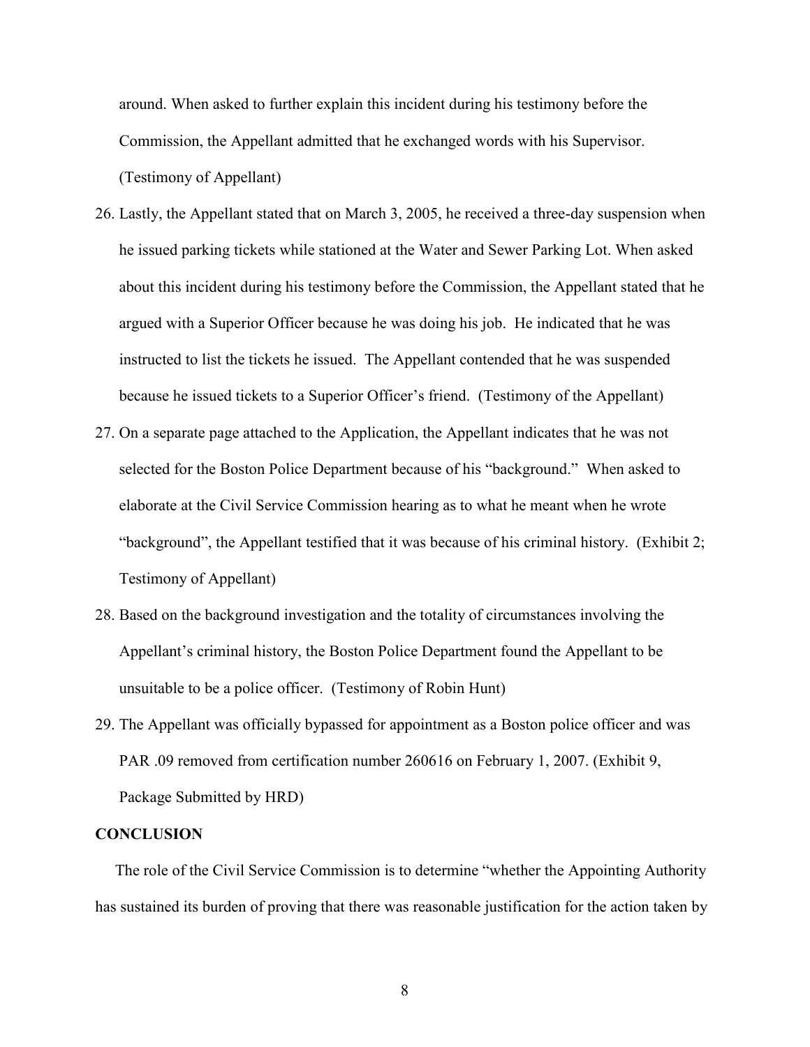around. When asked to further explain this incident during his testimony before the Commission, the Appellant admitted that he exchanged words with his Supervisor. (Testimony of Appellant)

26. Lastly, the Appellant stated that on March 3, 2005, he received a three-day suspension when he issued parking tickets while stationed at the Water and Sewer Parking Lot. When asked about this incident during his testimony before the Commission, the Appellant stated that he argued with a Superior Officer because he was doing his job. He indicated that he was instructed to list the tickets he issued. The Appellant contended that he was suspended because he issued tickets to a Superior Officer's friend. (Testimony of the Appellant)
27. On a separate page attached to the Application, the Appellant indicates that he was not selected for the Boston Police Department because of his "background." When asked to elaborate at the Civil Service Commission hearing as to what he meant when he wrote "background", the Appellant testified that it was because of his criminal history. (Exhibit 2; Testimony of Appellant)
28. Based on the background investigation and the totality of circumstances involving the Appellant's criminal history, the Boston Police Department found the Appellant to be unsuitable to be a police officer. (Testimony of Robin Hunt)
29. The Appellant was officially bypassed for appointment as a Boston police officer and was PAR .09 removed from certification number 260616 on February 1, 2007. (Exhibit 9, Package Submitted by HRD)

**CONCLUSION**

The role of the Civil Service Commission is to determine "whether the Appointing Authority has sustained its burden of proving that there was reasonable justification for the action taken by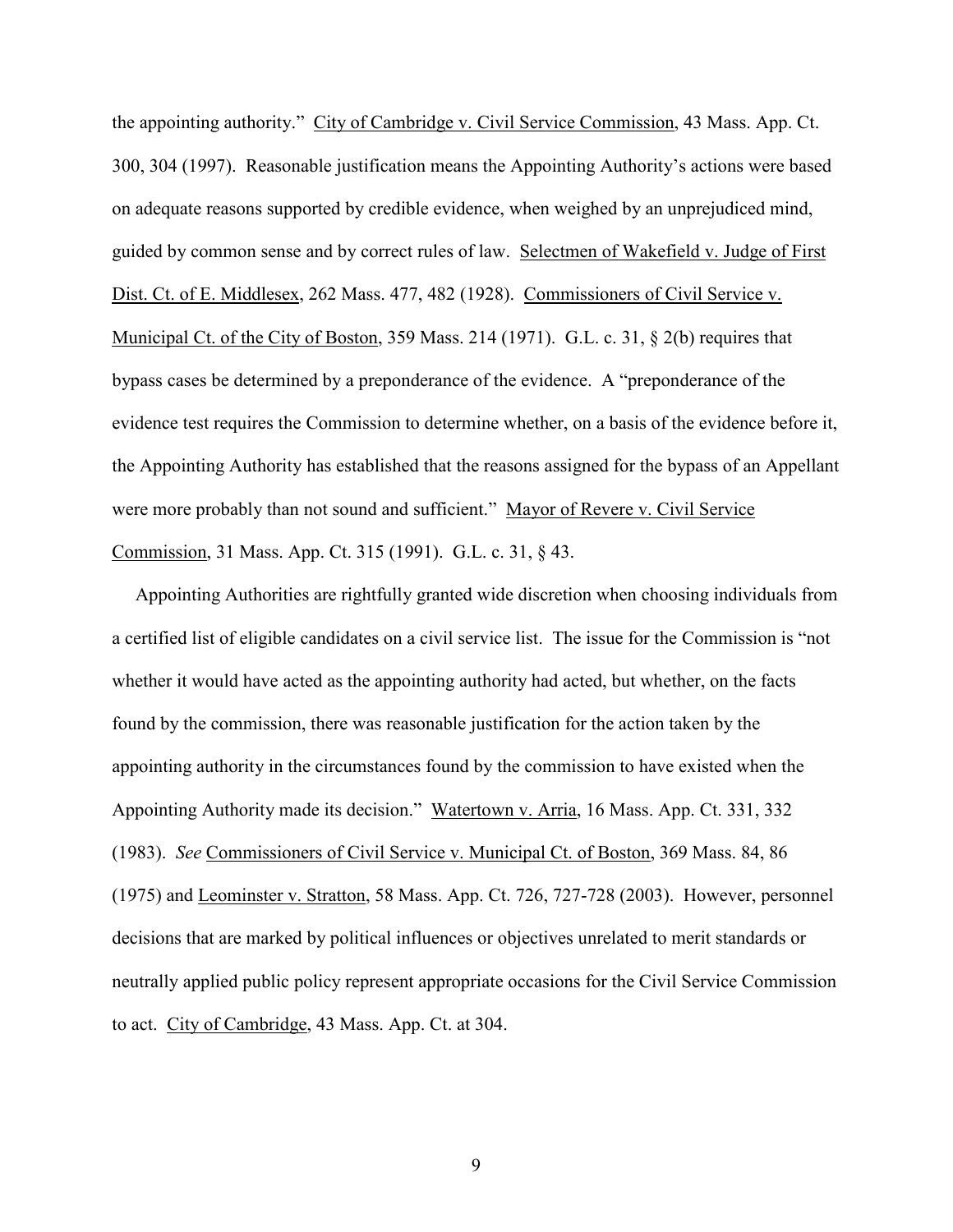the appointing authority." City of Cambridge v. Civil Service Commission, 43 Mass. App. Ct. 300, 304 (1997). Reasonable justification means the Appointing Authority's actions were based on adequate reasons supported by credible evidence, when weighed by an unprejudiced mind, guided by common sense and by correct rules of law. Selectmen of Wakefield v. Judge of First Dist. Ct. of E. Middlesex, 262 Mass. 477, 482 (1928). Commissioners of Civil Service v. Municipal Ct. of the City of Boston, 359 Mass. 214 (1971). G.L. c. 31, § 2(b) requires that bypass cases be determined by a preponderance of the evidence. A "preponderance of the evidence test requires the Commission to determine whether, on a basis of the evidence before it, the Appointing Authority has established that the reasons assigned for the bypass of an Appellant were more probably than not sound and sufficient." Mayor of Revere v. Civil Service Commission, 31 Mass. App. Ct. 315 (1991). G.L. c. 31, § 43.

Appointing Authorities are rightfully granted wide discretion when choosing individuals from a certified list of eligible candidates on a civil service list. The issue for the Commission is "not whether it would have acted as the appointing authority had acted, but whether, on the facts found by the commission, there was reasonable justification for the action taken by the appointing authority in the circumstances found by the commission to have existed when the Appointing Authority made its decision." Watertown v. Arria, 16 Mass. App. Ct. 331, 332 (1983). *See* Commissioners of Civil Service v. Municipal Ct. of Boston, 369 Mass. 84, 86 (1975) and Leominster v. Stratton, 58 Mass. App. Ct. 726, 727-728 (2003). However, personnel decisions that are marked by political influences or objectives unrelated to merit standards or neutrally applied public policy represent appropriate occasions for the Civil Service Commission to act. City of Cambridge, 43 Mass. App. Ct. at 304.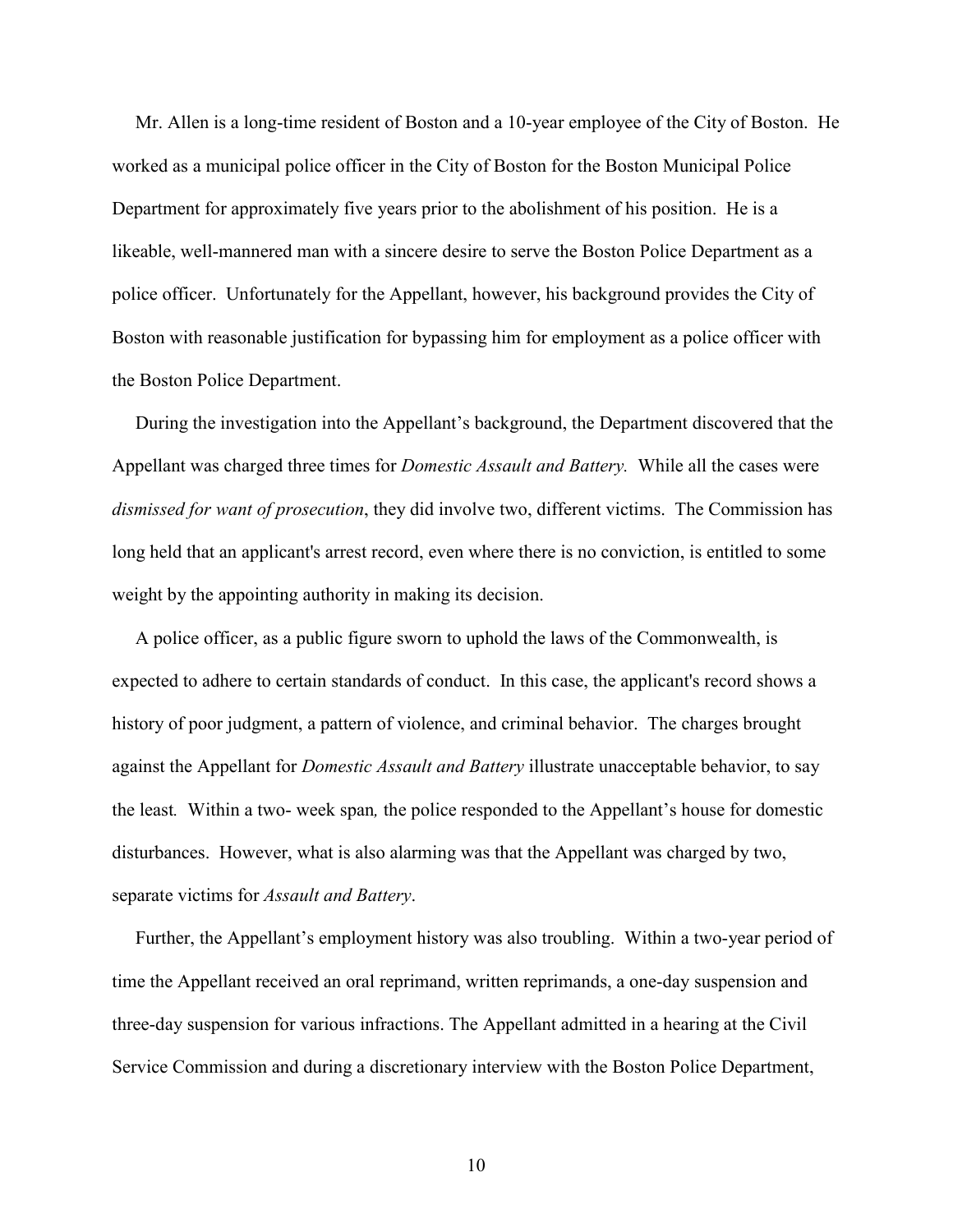Mr. Allen is a long-time resident of Boston and a 10-year employee of the City of Boston. He worked as a municipal police officer in the City of Boston for the Boston Municipal Police Department for approximately five years prior to the abolishment of his position. He is a likeable, well-mannered man with a sincere desire to serve the Boston Police Department as a police officer. Unfortunately for the Appellant, however, his background provides the City of Boston with reasonable justification for bypassing him for employment as a police officer with the Boston Police Department.

During the investigation into the Appellant's background, the Department discovered that the Appellant was charged three times for *Domestic Assault and Battery.* While all the cases were *dismissed for want of prosecution*, they did involve two, different victims. The Commission has long held that an applicant's arrest record, even where there is no conviction, is entitled to some weight by the appointing authority in making its decision.

A police officer, as a public figure sworn to uphold the laws of the Commonwealth, is expected to adhere to certain standards of conduct. In this case, the applicant's record shows a history of poor judgment, a pattern of violence, and criminal behavior. The charges brought against the Appellant for *Domestic Assault and Battery* illustrate unacceptable behavior, to say the least*.* Within a two- week span*,* the police responded to the Appellant's house for domestic disturbances. However, what is also alarming was that the Appellant was charged by two, separate victims for *Assault and Battery*.

Further, the Appellant's employment history was also troubling. Within a two-year period of time the Appellant received an oral reprimand, written reprimands, a one-day suspension and three-day suspension for various infractions. The Appellant admitted in a hearing at the Civil Service Commission and during a discretionary interview with the Boston Police Department,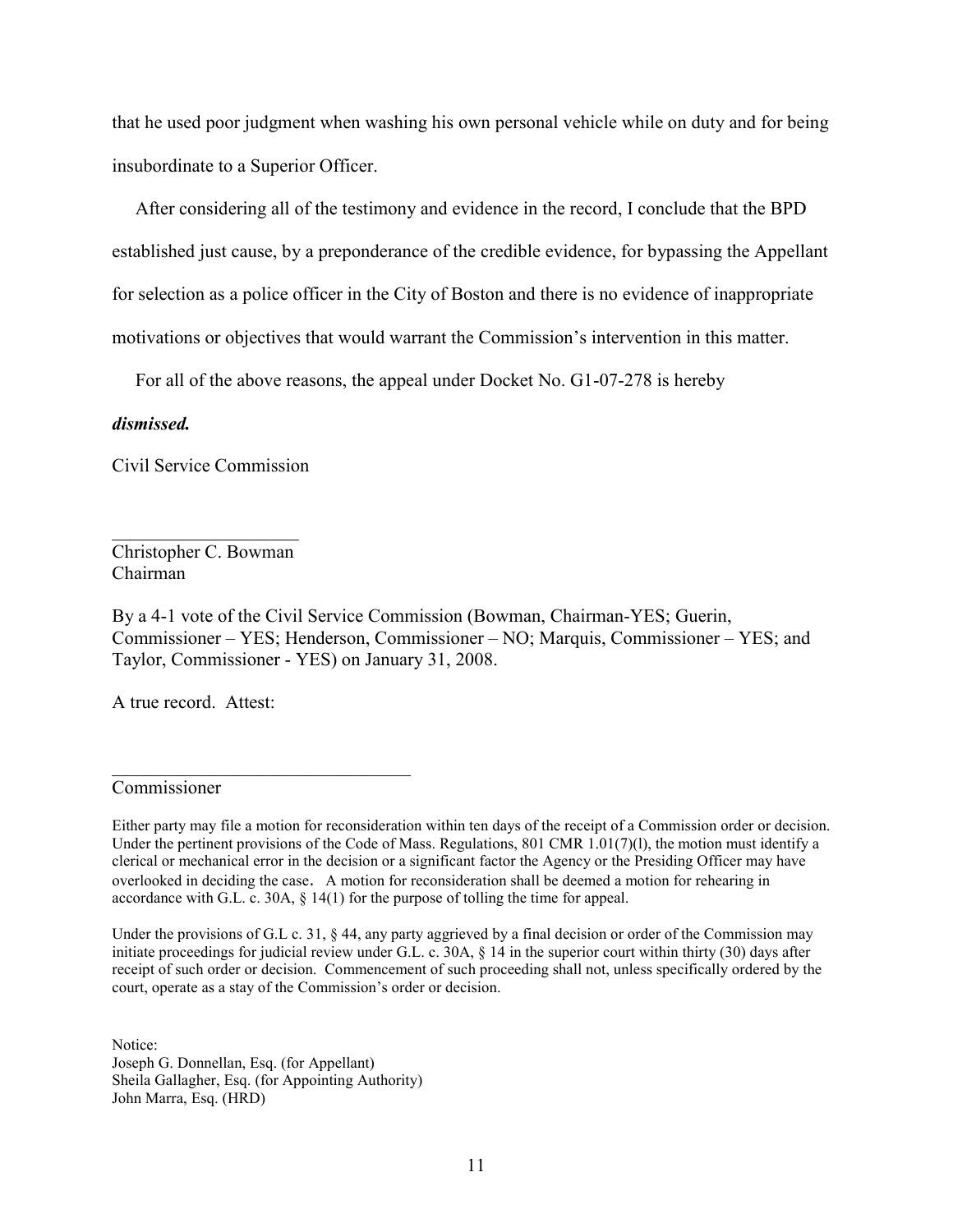that he used poor judgment when washing his own personal vehicle while on duty and for being insubordinate to a Superior Officer.

After considering all of the testimony and evidence in the record, I conclude that the BPD established just cause, by a preponderance of the credible evidence, for bypassing the Appellant for selection as a police officer in the City of Boston and there is no evidence of inappropriate motivations or objectives that would warrant the Commission's intervention in this matter.

For all of the above reasons, the appeal under Docket No. G1-07-278 is hereby ***dismissed.***

Civil Service Commission

\_\_\_\_\_\_\_\_\_\_\_\_\_\_\_\_\_\_\_\_\_

Christopher C. Bowman
Chairman

By a 4-1 vote of the Civil Service Commission (Bowman, Chairman-YES; Guerin, Commissioner – YES; Henderson, Commissioner – NO; Marquis, Commissioner – YES; and Taylor, Commissioner - YES) on January 31, 2008.

A true record. Attest:

\_\_\_\_\_\_\_\_\_\_\_\_\_\_\_\_\_\_\_\_\_\_\_\_\_\_\_\_\_\_\_\_\_

Commissioner

Either party may file a motion for reconsideration within ten days of the receipt of a Commission order or decision. Under the pertinent provisions of the Code of Mass. Regulations, 801 CMR 1.01(7)(l), the motion must identify a clerical or mechanical error in the decision or a significant factor the Agency or the Presiding Officer may have overlooked in deciding the case. A motion for reconsideration shall be deemed a motion for rehearing in accordance with G.L. c. 30A, § 14(1) for the purpose of tolling the time for appeal.

Under the provisions of G.L c. 31, § 44, any party aggrieved by a final decision or order of the Commission may initiate proceedings for judicial review under G.L. c. 30A, § 14 in the superior court within thirty (30) days after receipt of such order or decision. Commencement of such proceeding shall not, unless specifically ordered by the court, operate as a stay of the Commission's order or decision.

Notice:
Joseph G. Donnellan, Esq. (for Appellant)
Sheila Gallagher, Esq. (for Appointing Authority)
John Marra, Esq. (HRD)